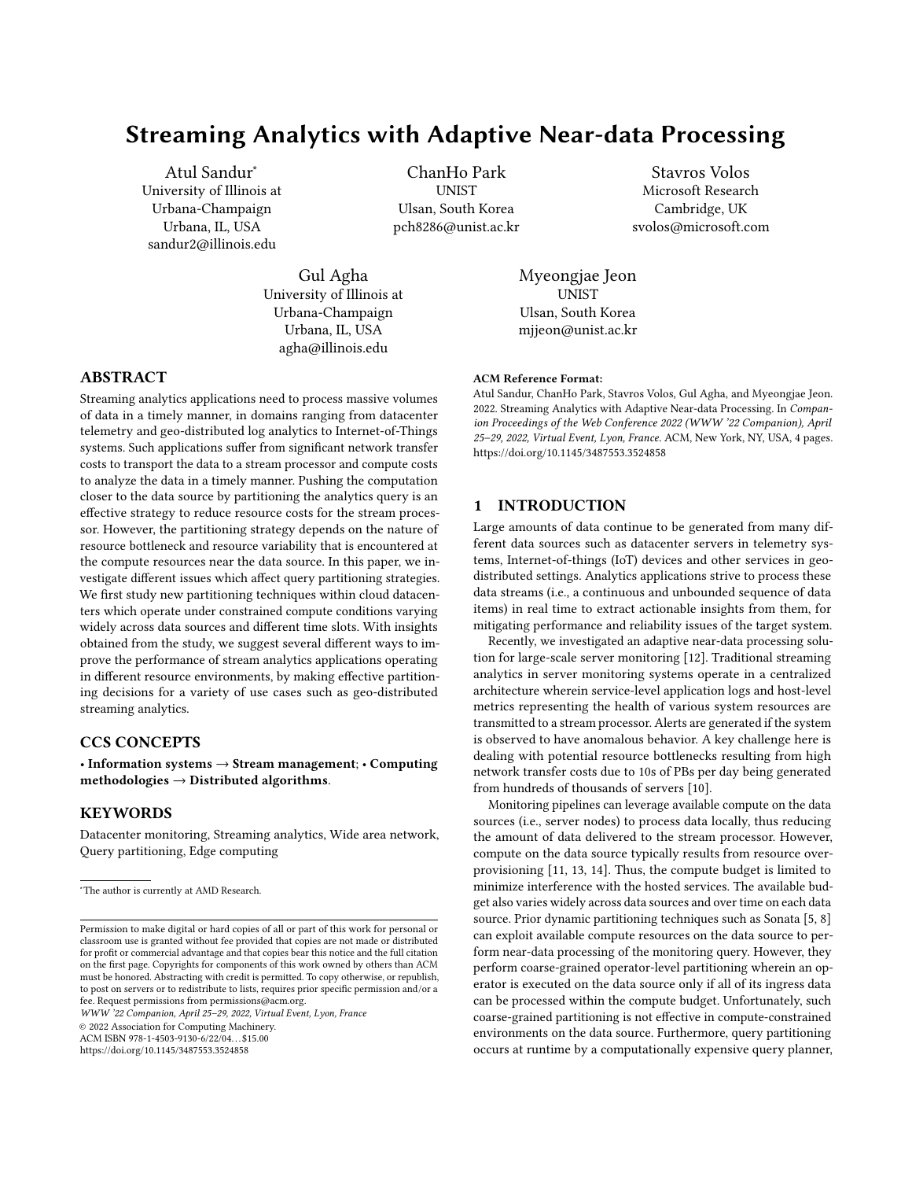# Streaming Analytics with Adaptive Near-data Processing

Atul Sandur*
University of Illinois at Urbana-Champaign
Urbana, IL, USA
sandur2@illinois.edu

ChanHo Park
UNIST
Ulsan, South Korea
pch8286@unist.ac.kr

Stavros Volos
Microsoft Research
Cambridge, UK
svolos@microsoft.com

Gul Agha
University of Illinois at Urbana-Champaign
Urbana, IL, USA
agha@illinois.edu

Myeongjae Jeon
UNIST
Ulsan, South Korea
mjjeon@unist.ac.kr

## ABSTRACT

Streaming analytics applications need to process massive volumes of data in a timely manner, in domains ranging from datacenter telemetry and geo-distributed log analytics to Internet-of-Things systems. Such applications suffer from significant network transfer costs to transport the data to a stream processor and compute costs to analyze the data in a timely manner. Pushing the computation closer to the data source by partitioning the analytics query is an effective strategy to reduce resource costs for the stream processor. However, the partitioning strategy depends on the nature of resource bottleneck and resource variability that is encountered at the compute resources near the data source. In this paper, we investigate different issues which affect query partitioning strategies. We first study new partitioning techniques within cloud datacenters which operate under constrained compute conditions varying widely across data sources and different time slots. With insights obtained from the study, we suggest several different ways to improve the performance of stream analytics applications operating in different resource environments, by making effective partitioning decisions for a variety of use cases such as geo-distributed streaming analytics.

## CCS CONCEPTS

• **Information systems** → **Stream management**; • **Computing methodologies** → **Distributed algorithms**.

## KEYWORDS

Datacenter monitoring, Streaming analytics, Wide area network, Query partitioning, Edge computing

*The author is currently at AMD Research.

Permission to make digital or hard copies of all or part of this work for personal or classroom use is granted without fee provided that copies are not made or distributed for profit or commercial advantage and that copies bear this notice and the full citation on the first page. Copyrights for components of this work owned by others than ACM must be honored. Abstracting with credit is permitted. To copy otherwise, or republish, to post on servers or to redistribute to lists, requires prior specific permission and/or a fee. Request permissions from permissions@acm.org.
*WWW '22 Companion, April 25–29, 2022, Virtual Event, Lyon, France*
© 2022 Association for Computing Machinery.
ACM ISBN 978-1-4503-9130-6/22/04…$15.00
https://doi.org/10.1145/3487553.3524858

**ACM Reference Format:**
Atul Sandur, ChanHo Park, Stavros Volos, Gul Agha, and Myeongjae Jeon. 2022. Streaming Analytics with Adaptive Near-data Processing. In *Companion Proceedings of the Web Conference 2022 (WWW '22 Companion), April 25–29, 2022, Virtual Event, Lyon, France.* ACM, New York, NY, USA, 4 pages. https://doi.org/10.1145/3487553.3524858

## 1 INTRODUCTION

Large amounts of data continue to be generated from many different data sources such as datacenter servers in telemetry systems, Internet-of-things (IoT) devices and other services in geo-distributed settings. Analytics applications strive to process these data streams (i.e., a continuous and unbounded sequence of data items) in real time to extract actionable insights from them, for mitigating performance and reliability issues of the target system.

Recently, we investigated an adaptive near-data processing solution for large-scale server monitoring [12]. Traditional streaming analytics in server monitoring systems operate in a centralized architecture wherein service-level application logs and host-level metrics representing the health of various system resources are transmitted to a stream processor. Alerts are generated if the system is observed to have anomalous behavior. A key challenge here is dealing with potential resource bottlenecks resulting from high network transfer costs due to 10s of PBs per day being generated from hundreds of thousands of servers [10].

Monitoring pipelines can leverage available compute on the data sources (i.e., server nodes) to process data locally, thus reducing the amount of data delivered to the stream processor. However, compute on the data source typically results from resource over-provisioning [11, 13, 14]. Thus, the compute budget is limited to minimize interference with the hosted services. The available budget also varies widely across data sources and over time on each data source. Prior dynamic partitioning techniques such as Sonata [5, 8] can exploit available compute resources on the data source to perform near-data processing of the monitoring query. However, they perform coarse-grained operator-level partitioning wherein an operator is executed on the data source only if all of its ingress data can be processed within the compute budget. Unfortunately, such coarse-grained partitioning is not effective in compute-constrained environments on the data source. Furthermore, query partitioning occurs at runtime by a computationally expensive query planner,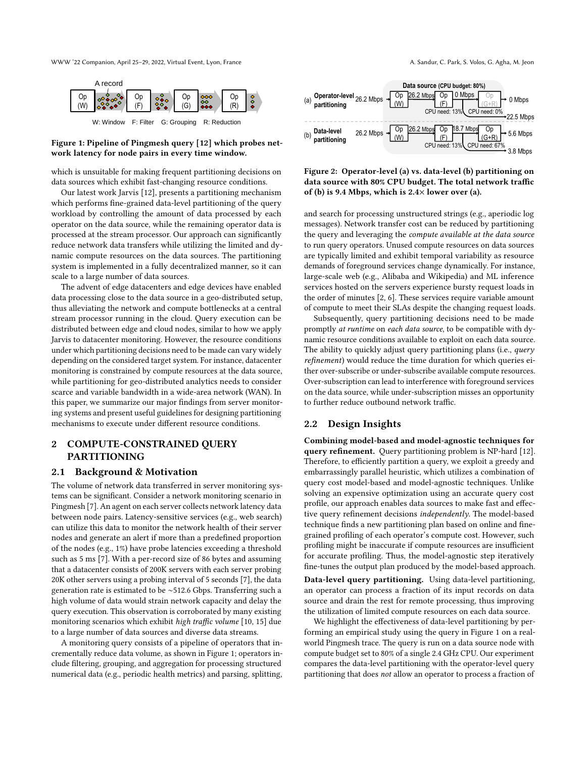Figure 1: Pipeline of Pingmesh query [12] which probes network latency for node pairs in every time window.

which is unsuitable for making frequent partitioning decisions on data sources which exhibit fast-changing resource conditions.

Our latest work Jarvis [12], presents a partitioning mechanism which performs fine-grained data-level partitioning of the query workload by controlling the amount of data processed by each operator on the data source, while the remaining operator data is processed at the stream processor. Our approach can significantly reduce network data transfers while utilizing the limited and dynamic compute resources on the data sources. The partitioning system is implemented in a fully decentralized manner, so it can scale to a large number of data sources.

The advent of edge datacenters and edge devices have enabled data processing close to the data source in a geo-distributed setup, thus alleviating the network and compute bottlenecks at a central stream processor running in the cloud. Query execution can be distributed between edge and cloud nodes, similar to how we apply Jarvis to datacenter monitoring. However, the resource conditions under which partitioning decisions need to be made can vary widely depending on the considered target system. For instance, datacenter monitoring is constrained by compute resources at the data source, while partitioning for geo-distributed analytics needs to consider scarce and variable bandwidth in a wide-area network (WAN). In this paper, we summarize our major findings from server monitoring systems and present useful guidelines for designing partitioning mechanisms to execute under different resource conditions.

## 2 COMPUTE-CONSTRAINED QUERY PARTITIONING

### 2.1 Background & Motivation

The volume of network data transferred in server monitoring systems can be significant. Consider a network monitoring scenario in Pingmesh [7]. An agent on each server collects network latency data between node pairs. Latency-sensitive services (e.g., web search) can utilize this data to monitor the network health of their server nodes and generate an alert if more than a predefined proportion of the nodes (e.g., 1%) have probe latencies exceeding a threshold such as 5 ms [7]. With a per-record size of 86 bytes and assuming that a datacenter consists of 200K servers with each server probing 20K other servers using a probing interval of 5 seconds [7], the data generation rate is estimated to be ~512.6 Gbps. Transferring such a high volume of data would strain network capacity and delay the query execution. This observation is corroborated by many existing monitoring scenarios which exhibit *high traffic volume* [10, 15] due to a large number of data sources and diverse data streams.

A monitoring query consists of a pipeline of operators that incrementally reduce data volume, as shown in Figure 1; operators include filtering, grouping, and aggregation for processing structured numerical data (e.g., periodic health metrics) and parsing, splitting, and search for processing unstructured strings (e.g., aperiodic log messages). Network transfer cost can be reduced by partitioning the query and leveraging the *compute available at the data source* to run query operators. Unused compute resources on data sources are typically limited and exhibit temporal variability as resource demands of foreground services change dynamically. For instance, large-scale web (e.g., Alibaba and Wikipedia) and ML inference services hosted on the servers experience bursty request loads in the order of minutes [2, 6]. These services require variable amount of compute to meet their SLAs despite the changing request loads.

Figure 2: Operator-level (a) vs. data-level (b) partitioning on data source with 80% CPU budget. The total network traffic of (b) is 9.4 Mbps, which is 2.4× lower over (a).

Subsequently, query partitioning decisions need to be made promptly *at runtime* on *each data source*, to be compatible with dynamic resource conditions available to exploit on each data source. The ability to quickly adjust query partitioning plans (i.e., *query refinement*) would reduce the time duration for which queries either over-subscribe or under-subscribe available compute resources. Over-subscription can lead to interference with foreground services on the data source, while under-subscription misses an opportunity to further reduce outbound network traffic.

### 2.2 Design Insights

**Combining model-based and model-agnostic techniques for query refinement.** Query partitioning problem is NP-hard [12]. Therefore, to efficiently partition a query, we exploit a greedy and embarrassingly parallel heuristic, which utilizes a combination of query cost model-based and model-agnostic techniques. Unlike solving an expensive optimization using an accurate query cost profile, our approach enables data sources to make fast and effective query refinement decisions *independently*. The model-based technique finds a new partitioning plan based on online and fine-grained profiling of each operator's compute cost. However, such profiling might be inaccurate if compute resources are insufficient for accurate profiling. Thus, the model-agnostic step iteratively fine-tunes the output plan produced by the model-based approach.

**Data-level query partitioning.** Using data-level partitioning, an operator can process a fraction of its input records on data source and drain the rest for remote processing, thus improving the utilization of limited compute resources on each data source.

We highlight the effectiveness of data-level partitioning by performing an empirical study using the query in Figure 1 on a real-world Pingmesh trace. The query is run on a data source node with compute budget set to 80% of a single 2.4 GHz CPU. Our experiment compares the data-level partitioning with the operator-level query partitioning that does *not* allow an operator to process a fraction of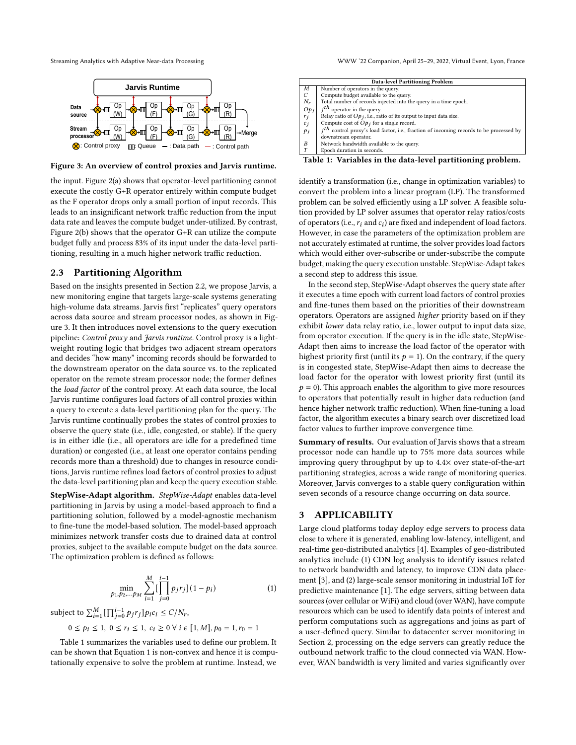Figure 3: An overview of control proxies and Jarvis runtime.

the input. Figure 2(a) shows that operator-level partitioning cannot execute the costly G+R operator entirely within compute budget as the F operator drops only a small portion of input records. This leads to an insignificant network traffic reduction from the input data rate and leaves the compute budget under-utilized. By contrast, Figure 2(b) shows that the operator G+R can utilize the compute budget fully and process 83% of its input under the data-level partitioning, resulting in a much higher network traffic reduction.

## 2.3 Partitioning Algorithm

Based on the insights presented in Section 2.2, we propose Jarvis, a new monitoring engine that targets large-scale systems generating high-volume data streams. Jarvis first "replicates" query operators across data source and stream processor nodes, as shown in Figure 3. It then introduces novel extensions to the query execution pipeline: *Control proxy* and *Jarvis runtime*. Control proxy is a lightweight routing logic that bridges two adjacent stream operators and decides "how many" incoming records should be forwarded to the downstream operator on the data source vs. to the replicated operator on the remote stream processor node; the former defines the *load factor* of the control proxy. At each data source, the local Jarvis runtime configures load factors of all control proxies within a query to execute a data-level partitioning plan for the query. The Jarvis runtime continually probes the states of control proxies to observe the query state (i.e., idle, congested, or stable). If the query is in either idle (i.e., all operators are idle for a predefined time duration) or congested (i.e., at least one operator contains pending records more than a threshold) due to changes in resource conditions, Jarvis runtime refines load factors of control proxies to adjust the data-level partitioning plan and keep the query execution stable.

**StepWise-Adapt algorithm.** *StepWise-Adapt* enables data-level partitioning in Jarvis by using a model-based approach to find a partitioning solution, followed by a model-agnostic mechanism to fine-tune the model-based solution. The model-based approach minimizes network transfer costs due to drained data at control proxies, subject to the available compute budget on the data source. The optimization problem is defined as follows:

$$\min_{p_1, p_2, \ldots p_M} \sum_{i=1}^{M} \Big[\prod_{j=0}^{i-1} p_j r_j\Big](1 - p_i) \tag{1}$$

subject to $\sum_{i=1}^{M} [\prod_{j=0}^{i-1} p_j r_j] p_i c_i \leq C/N_r$,

$$0 \leq p_i \leq 1,\ 0 \leq r_i \leq 1,\ c_i \geq 0 \ \forall\ i \in [1, M], p_0 = 1, r_0 = 1$$

Table 1 summarizes the variables used to define our problem. It can be shown that Equation 1 is non-convex and hence it is computationally expensive to solve the problem at runtime. Instead, we

| Data-level Partitioning Problem | |
|---|---|
| $M$ | Number of operators in the query. |
| $C$ | Compute budget available to the query. |
| $N_r$ | Total number of records injected into the query in a time epoch. |
| $Op_j$ | $j^{th}$ operator in the query. |
| $r_j$ | Relay ratio of $Op_j$, i.e., ratio of its output to input data size. |
| $c_j$ | Compute cost of $Op_j$ for a single record. |
| $p_j$ | $j^{th}$ control proxy's load factor, i.e., fraction of incoming records to be processed by downstream operator. |
| $B$ | Network bandwidth available to the query. |
| $T$ | Epoch duration in seconds. |

Table 1: Variables in the data-level partitioning problem.

identify a transformation (i.e., change in optimization variables) to convert the problem into a linear program (LP). The transformed problem can be solved efficiently using a LP solver. A feasible solution provided by LP solver assumes that operator relay ratios/costs of operators (i.e., $r_i$ and $c_i$) are fixed and independent of load factors. However, in case the parameters of the optimization problem are not accurately estimated at runtime, the solver provides load factors which would either over-subscribe or under-subscribe the compute budget, making the query execution unstable. StepWise-Adapt takes a second step to address this issue.

In the second step, StepWise-Adapt observes the query state after it executes a time epoch with current load factors of control proxies and fine-tunes them based on the priorities of their downstream operators. Operators are assigned *higher* priority based on if they exhibit *lower* data relay ratio, i.e., lower output to input data size, from operator execution. If the query is in the idle state, StepWise-Adapt then aims to increase the load factor of the operator with highest priority first (until its $p = 1$). On the contrary, if the query is in congested state, StepWise-Adapt then aims to decrease the load factor for the operator with lowest priority first (until its $p = 0$). This approach enables the algorithm to give more resources to operators that potentially result in higher data reduction (and hence higher network traffic reduction). When fine-tuning a load factor, the algorithm executes a binary search over discretized load factor values to further improve convergence time.

**Summary of results.** Our evaluation of Jarvis shows that a stream processor node can handle up to 75% more data sources while improving query throughput by up to 4.4× over state-of-the-art partitioning strategies, across a wide range of monitoring queries. Moreover, Jarvis converges to a stable query configuration within seven seconds of a resource change occurring on data source.

# 3 APPLICABILITY

Large cloud platforms today deploy edge servers to process data close to where it is generated, enabling low-latency, intelligent, and real-time geo-distributed analytics [4]. Examples of geo-distributed analytics include (1) CDN log analysis to identify issues related to network bandwidth and latency, to improve CDN data placement [3], and (2) large-scale sensor monitoring in industrial IoT for predictive maintenance [1]. The edge servers, sitting between data sources (over cellular or WiFi) and cloud (over WAN), have compute resources which can be used to identify data points of interest and perform computations such as aggregations and joins as part of a user-defined query. Similar to datacenter server monitoring in Section 2, processing on the edge servers can greatly reduce the outbound network traffic to the cloud connected via WAN. However, WAN bandwidth is very limited and varies significantly over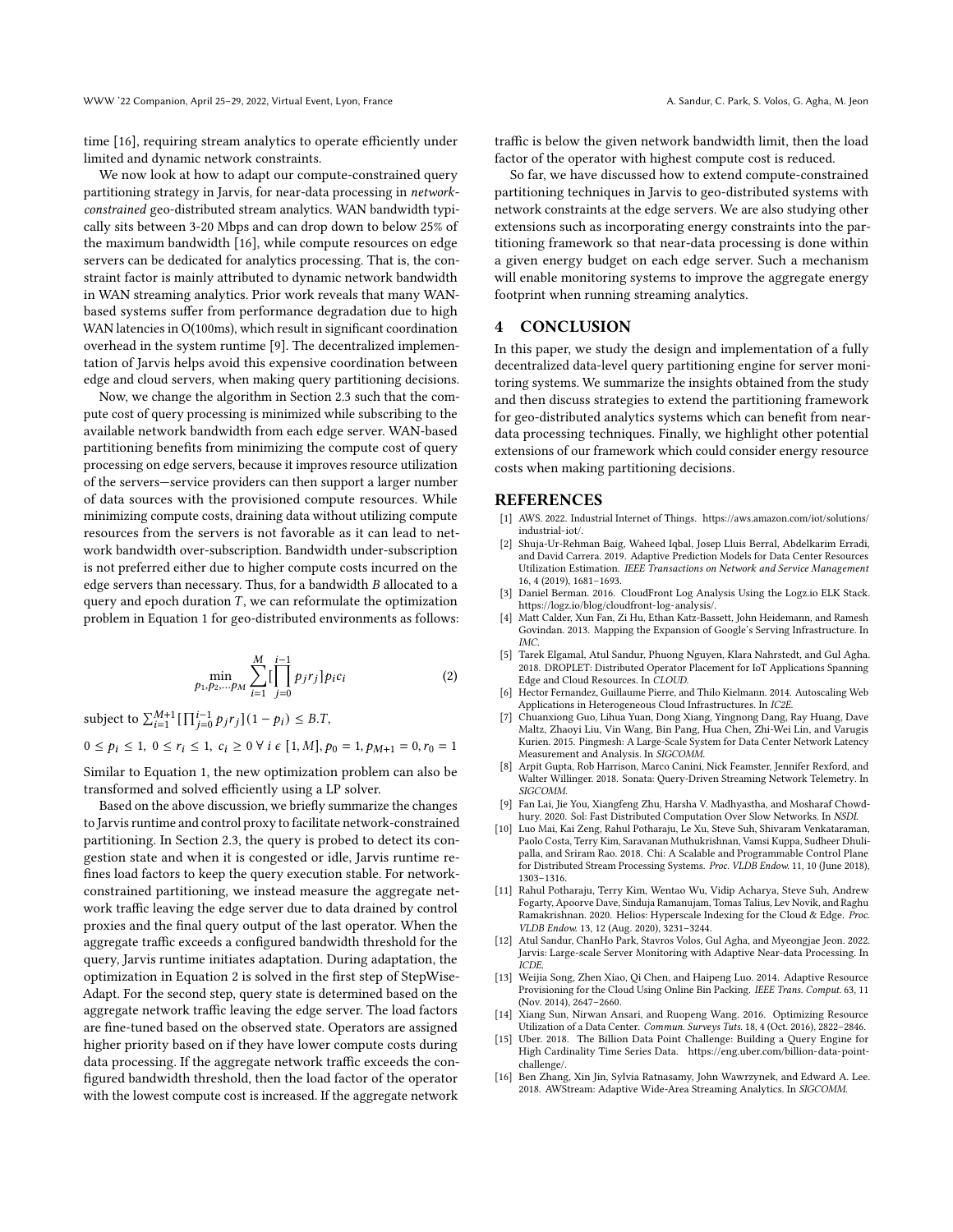time [16], requiring stream analytics to operate efficiently under limited and dynamic network constraints.

We now look at how to adapt our compute-constrained query partitioning strategy in Jarvis, for near-data processing in *network-constrained* geo-distributed stream analytics. WAN bandwidth typically sits between 3-20 Mbps and can drop down to below 25% of the maximum bandwidth [16], while compute resources on edge servers can be dedicated for analytics processing. That is, the constraint factor is mainly attributed to dynamic network bandwidth in WAN streaming analytics. Prior work reveals that many WAN-based systems suffer from performance degradation due to high WAN latencies in O(100ms), which result in significant coordination overhead in the system runtime [9]. The decentralized implementation of Jarvis helps avoid this expensive coordination between edge and cloud servers, when making query partitioning decisions.

Now, we change the algorithm in Section 2.3 such that the compute cost of query processing is minimized while subscribing to the available network bandwidth from each edge server. WAN-based partitioning benefits from minimizing the compute cost of query processing on edge servers, because it improves resource utilization of the servers—service providers can then support a larger number of data sources with the provisioned compute resources. While minimizing compute costs, draining data without utilizing compute resources from the servers is not favorable as it can lead to network bandwidth over-subscription. Bandwidth under-subscription is not preferred either due to higher compute costs incurred on the edge servers than necessary. Thus, for a bandwidth $B$ allocated to a query and epoch duration $T$, we can reformulate the optimization problem in Equation 1 for geo-distributed environments as follows:

$$\min_{p_1, p_2, \ldots p_M} \sum_{i=1}^{M} \left[\prod_{j=0}^{i-1} p_j r_j\right] p_i c_i \tag{2}$$

subject to $\sum_{i=1}^{M+1} [\prod_{j=0}^{i-1} p_j r_j](1 - p_i) \leq B.T$,

$0 \leq p_i \leq 1,\ 0 \leq r_i \leq 1,\ c_i \geq 0\ \forall\ i \in [1, M], p_0 = 1, p_{M+1} = 0, r_0 = 1$

Similar to Equation 1, the new optimization problem can also be transformed and solved efficiently using a LP solver.

Based on the above discussion, we briefly summarize the changes to Jarvis runtime and control proxy to facilitate network-constrained partitioning. In Section 2.3, the query is probed to detect its congestion state and when it is congested or idle, Jarvis runtime refines load factors to keep the query execution stable. For network-constrained partitioning, we instead measure the aggregate network traffic leaving the edge server due to data drained by control proxies and the final query output of the last operator. When the aggregate traffic exceeds a configured bandwidth threshold for the query, Jarvis runtime initiates adaptation. During adaptation, the optimization in Equation 2 is solved in the first step of StepWise-Adapt. For the second step, query state is determined based on the aggregate network traffic leaving the edge server. The load factors are fine-tuned based on the observed state. Operators are assigned higher priority based on if they have lower compute costs during data processing. If the aggregate network traffic exceeds the configured bandwidth threshold, then the load factor of the operator with the lowest compute cost is increased. If the aggregate network traffic is below the given network bandwidth limit, then the load factor of the operator with highest compute cost is reduced.

So far, we have discussed how to extend compute-constrained partitioning techniques in Jarvis to geo-distributed systems with network constraints at the edge servers. We are also studying other extensions such as incorporating energy constraints into the partitioning framework so that near-data processing is done within a given energy budget on each edge server. Such a mechanism will enable monitoring systems to improve the aggregate energy footprint when running streaming analytics.

## 4 CONCLUSION

In this paper, we study the design and implementation of a fully decentralized data-level query partitioning engine for server monitoring systems. We summarize the insights obtained from the study and then discuss strategies to extend the partitioning framework for geo-distributed analytics systems which can benefit from near-data processing techniques. Finally, we highlight other potential extensions of our framework which could consider energy resource costs when making partitioning decisions.

## REFERENCES

- [1] AWS. 2022. Industrial Internet of Things. https://aws.amazon.com/iot/solutions/industrial-iot/.
- [2] Shuja-Ur-Rehman Baig, Waheed Iqbal, Josep Lluis Berral, Abdelkarim Erradi, and David Carrera. 2019. Adaptive Prediction Models for Data Center Resources Utilization Estimation. *IEEE Transactions on Network and Service Management* 16, 4 (2019), 1681–1693.
- [3] Daniel Berman. 2016. CloudFront Log Analysis Using the Logz.io ELK Stack. https://logz.io/blog/cloudfront-log-analysis/.
- [4] Matt Calder, Xun Fan, Zi Hu, Ethan Katz-Bassett, John Heidemann, and Ramesh Govindan. 2013. Mapping the Expansion of Google's Serving Infrastructure. In *IMC*.
- [5] Tarek Elgamal, Atul Sandur, Phuong Nguyen, Klara Nahrstedt, and Gul Agha. 2018. DROPLET: Distributed Operator Placement for IoT Applications Spanning Edge and Cloud Resources. In *CLOUD*.
- [6] Hector Fernandez, Guillaume Pierre, and Thilo Kielmann. 2014. Autoscaling Web Applications in Heterogeneous Cloud Infrastructures. In *IC2E*.
- [7] Chuanxiong Guo, Lihua Yuan, Dong Xiang, Yingnong Dang, Ray Huang, Dave Maltz, Zhaoyi Liu, Vin Wang, Bin Pang, Hua Chen, Zhi-Wei Lin, and Varugis Kurien. 2015. Pingmesh: A Large-Scale System for Data Center Network Latency Measurement and Analysis. In *SIGCOMM*.
- [8] Arpit Gupta, Rob Harrison, Marco Canini, Nick Feamster, Jennifer Rexford, and Walter Willinger. 2018. Sonata: Query-Driven Streaming Network Telemetry. In *SIGCOMM*.
- [9] Fan Lai, Jie You, Xiangfeng Zhu, Harsha V. Madhyastha, and Mosharaf Chowdhury. 2020. Sol: Fast Distributed Computation Over Slow Networks. In *NSDI*.
- [10] Luo Mai, Kai Zeng, Rahul Potharaju, Le Xu, Steve Suh, Shivaram Venkataraman, Paolo Costa, Terry Kim, Saravanan Muthukrishnan, Vamsi Kuppa, Sudheer Dhulipalla, and Sriram Rao. 2018. Chi: A Scalable and Programmable Control Plane for Distributed Stream Processing Systems. *Proc. VLDB Endow.* 11, 10 (June 2018), 1303–1316.
- [11] Rahul Potharaju, Terry Kim, Wentao Wu, Vidip Acharya, Steve Suh, Andrew Fogarty, Apoorve Dave, Sinduja Ramanujam, Tomas Talius, Lev Novik, and Raghu Ramakrishnan. 2020. Helios: Hyperscale Indexing for the Cloud & Edge. *Proc. VLDB Endow.* 13, 12 (Aug. 2020), 3231–3244.
- [12] Atul Sandur, ChanHo Park, Stavros Volos, Gul Agha, and Myeongjae Jeon. 2022. Jarvis: Large-scale Server Monitoring with Adaptive Near-data Processing. In *ICDE*.
- [13] Weijia Song, Zhen Xiao, Qi Chen, and Haipeng Luo. 2014. Adaptive Resource Provisioning for the Cloud Using Online Bin Packing. *IEEE Trans. Comput.* 63, 11 (Nov. 2014), 2647–2660.
- [14] Xiang Sun, Nirwan Ansari, and Ruopeng Wang. 2016. Optimizing Resource Utilization of a Data Center. *Commun. Surveys Tuts.* 18, 4 (Oct. 2016), 2822–2846.
- [15] Uber. 2018. The Billion Data Point Challenge: Building a Query Engine for High Cardinality Time Series Data. https://eng.uber.com/billion-data-point-challenge/.
- [16] Ben Zhang, Xin Jin, Sylvia Ratnasamy, John Wawrzynek, and Edward A. Lee. 2018. AWStream: Adaptive Wide-Area Streaming Analytics. In *SIGCOMM*.